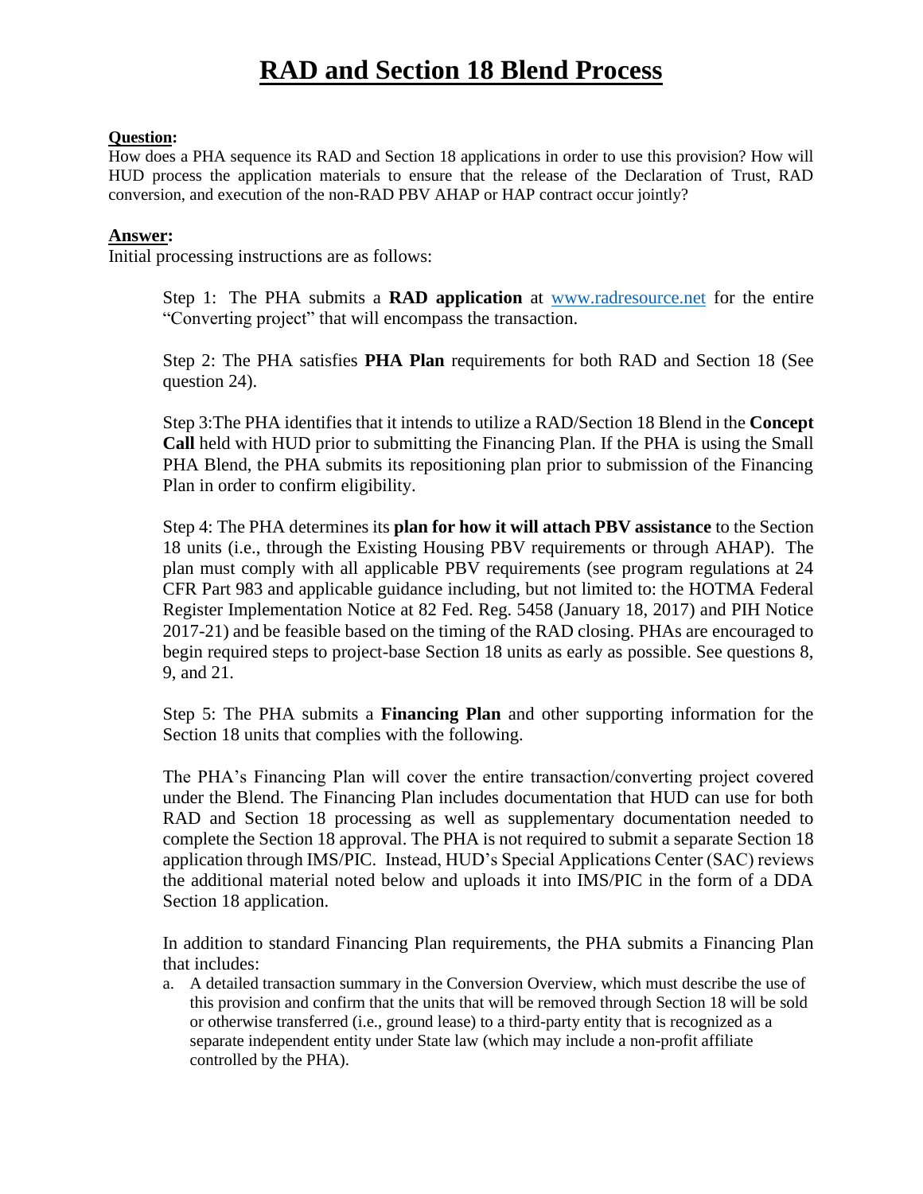# RAD and Section 18 Blend Process

**Question:**

How does a PHA sequence its RAD and Section 18 applications in order to use this provision? How will HUD process the application materials to ensure that the release of the Declaration of Trust, RAD conversion, and execution of the non-RAD PBV AHAP or HAP contract occur jointly?

**Answer:**

Initial processing instructions are as follows:

> Step 1: The PHA submits a **RAD application** at www.radresource.net for the entire "Converting project" that will encompass the transaction.
>
> Step 2: The PHA satisfies **PHA Plan** requirements for both RAD and Section 18 (See question 24).
>
> Step 3:The PHA identifies that it intends to utilize a RAD/Section 18 Blend in the **Concept Call** held with HUD prior to submitting the Financing Plan. If the PHA is using the Small PHA Blend, the PHA submits its repositioning plan prior to submission of the Financing Plan in order to confirm eligibility.
>
> Step 4: The PHA determines its **plan for how it will attach PBV assistance** to the Section 18 units (i.e., through the Existing Housing PBV requirements or through AHAP). The plan must comply with all applicable PBV requirements (see program regulations at 24 CFR Part 983 and applicable guidance including, but not limited to: the HOTMA Federal Register Implementation Notice at 82 Fed. Reg. 5458 (January 18, 2017) and PIH Notice 2017-21) and be feasible based on the timing of the RAD closing. PHAs are encouraged to begin required steps to project-base Section 18 units as early as possible. See questions 8, 9, and 21.
>
> Step 5: The PHA submits a **Financing Plan** and other supporting information for the Section 18 units that complies with the following.
>
> The PHA's Financing Plan will cover the entire transaction/converting project covered under the Blend. The Financing Plan includes documentation that HUD can use for both RAD and Section 18 processing as well as supplementary documentation needed to complete the Section 18 approval. The PHA is not required to submit a separate Section 18 application through IMS/PIC. Instead, HUD's Special Applications Center (SAC) reviews the additional material noted below and uploads it into IMS/PIC in the form of a DDA Section 18 application.
>
> In addition to standard Financing Plan requirements, the PHA submits a Financing Plan that includes:
>
> a. A detailed transaction summary in the Conversion Overview, which must describe the use of this provision and confirm that the units that will be removed through Section 18 will be sold or otherwise transferred (i.e., ground lease) to a third-party entity that is recognized as a separate independent entity under State law (which may include a non-profit affiliate controlled by the PHA).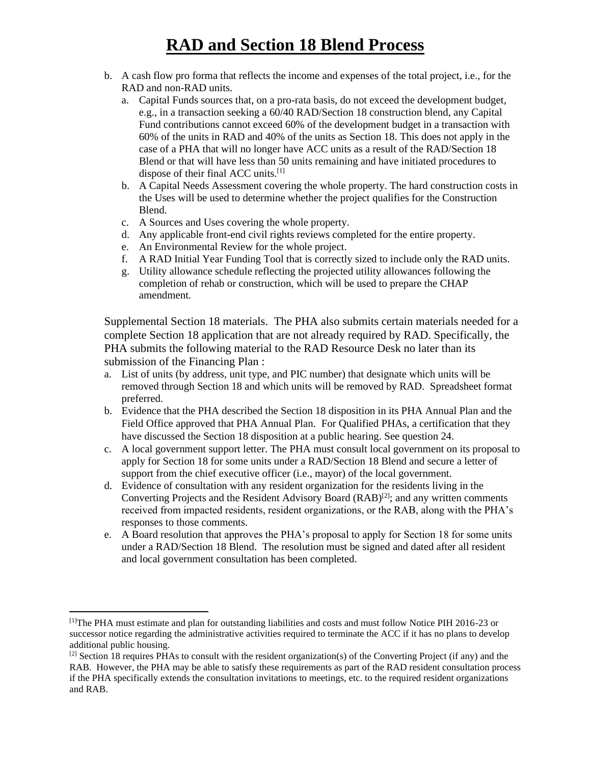b. A cash flow pro forma that reflects the income and expenses of the total project, i.e., for the RAD and non-RAD units.
   a. Capital Funds sources that, on a pro-rata basis, do not exceed the development budget, e.g., in a transaction seeking a 60/40 RAD/Section 18 construction blend, any Capital Fund contributions cannot exceed 60% of the development budget in a transaction with 60% of the units in RAD and 40% of the units as Section 18. This does not apply in the case of a PHA that will no longer have ACC units as a result of the RAD/Section 18 Blend or that will have less than 50 units remaining and have initiated procedures to dispose of their final ACC units.[1]
   b. A Capital Needs Assessment covering the whole property. The hard construction costs in the Uses will be used to determine whether the project qualifies for the Construction Blend.
   c. A Sources and Uses covering the whole property.
   d. Any applicable front-end civil rights reviews completed for the entire property.
   e. An Environmental Review for the whole project.
   f. A RAD Initial Year Funding Tool that is correctly sized to include only the RAD units.
   g. Utility allowance schedule reflecting the projected utility allowances following the completion of rehab or construction, which will be used to prepare the CHAP amendment.

Supplemental Section 18 materials. The PHA also submits certain materials needed for a complete Section 18 application that are not already required by RAD. Specifically, the PHA submits the following material to the RAD Resource Desk no later than its submission of the Financing Plan :

a. List of units (by address, unit type, and PIC number) that designate which units will be removed through Section 18 and which units will be removed by RAD. Spreadsheet format preferred.
b. Evidence that the PHA described the Section 18 disposition in its PHA Annual Plan and the Field Office approved that PHA Annual Plan. For Qualified PHAs, a certification that they have discussed the Section 18 disposition at a public hearing. See question 24.
c. A local government support letter. The PHA must consult local government on its proposal to apply for Section 18 for some units under a RAD/Section 18 Blend and secure a letter of support from the chief executive officer (i.e., mayor) of the local government.
d. Evidence of consultation with any resident organization for the residents living in the Converting Projects and the Resident Advisory Board (RAB)[2]; and any written comments received from impacted residents, resident organizations, or the RAB, along with the PHA's responses to those comments.
e. A Board resolution that approves the PHA's proposal to apply for Section 18 for some units under a RAD/Section 18 Blend. The resolution must be signed and dated after all resident and local government consultation has been completed.

---

[1] The PHA must estimate and plan for outstanding liabilities and costs and must follow Notice PIH 2016-23 or successor notice regarding the administrative activities required to terminate the ACC if it has no plans to develop additional public housing.

[2] Section 18 requires PHAs to consult with the resident organization(s) of the Converting Project (if any) and the RAB. However, the PHA may be able to satisfy these requirements as part of the RAD resident consultation process if the PHA specifically extends the consultation invitations to meetings, etc. to the required resident organizations and RAB.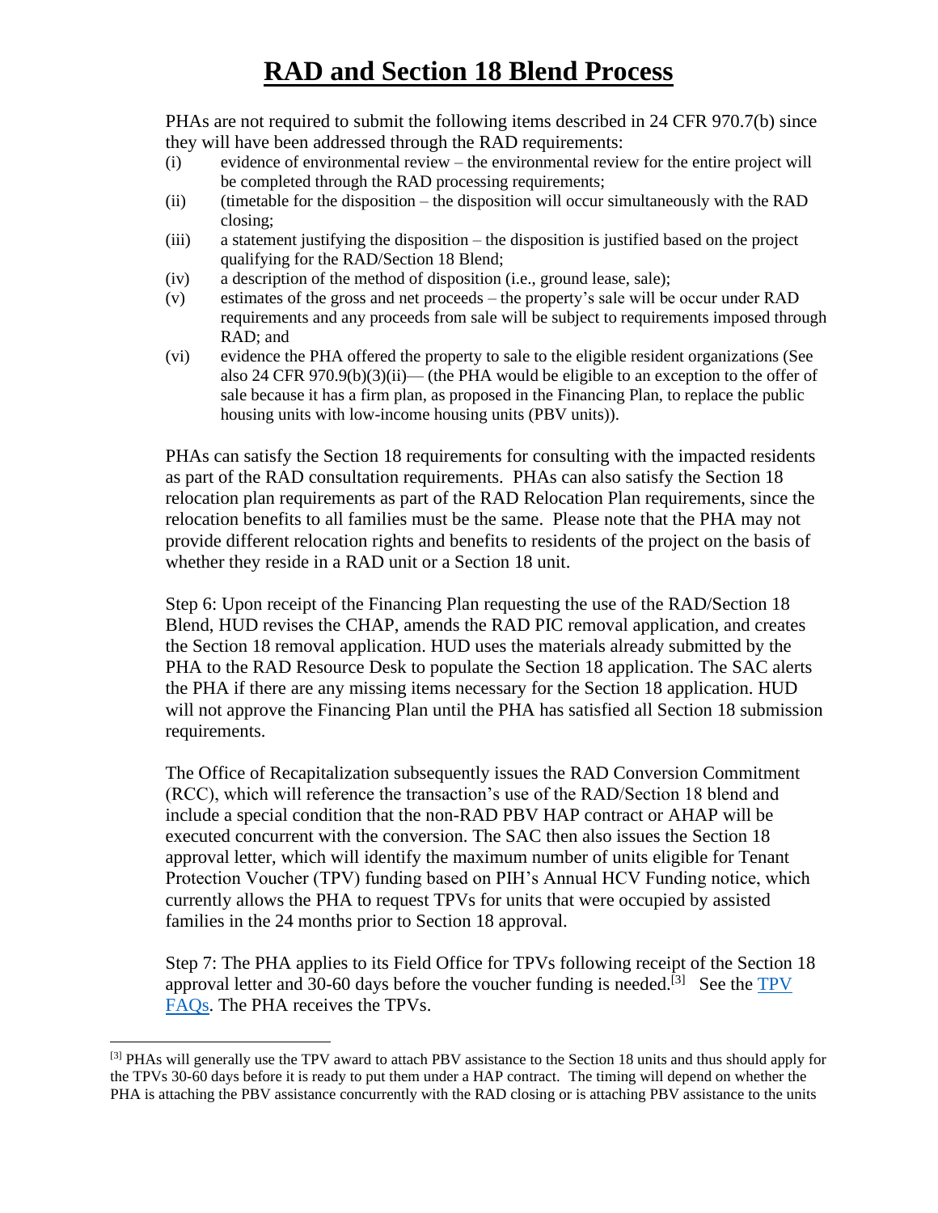# RAD and Section 18 Blend Process

PHAs are not required to submit the following items described in 24 CFR 970.7(b) since they will have been addressed through the RAD requirements:

(i) evidence of environmental review – the environmental review for the entire project will be completed through the RAD processing requirements;

(ii) (timetable for the disposition – the disposition will occur simultaneously with the RAD closing;

(iii) a statement justifying the disposition – the disposition is justified based on the project qualifying for the RAD/Section 18 Blend;

(iv) a description of the method of disposition (i.e., ground lease, sale);

(v) estimates of the gross and net proceeds – the property's sale will be occur under RAD requirements and any proceeds from sale will be subject to requirements imposed through RAD; and

(vi) evidence the PHA offered the property to sale to the eligible resident organizations (See also 24 CFR 970.9(b)(3)(ii)— (the PHA would be eligible to an exception to the offer of sale because it has a firm plan, as proposed in the Financing Plan, to replace the public housing units with low-income housing units (PBV units)).

PHAs can satisfy the Section 18 requirements for consulting with the impacted residents as part of the RAD consultation requirements. PHAs can also satisfy the Section 18 relocation plan requirements as part of the RAD Relocation Plan requirements, since the relocation benefits to all families must be the same. Please note that the PHA may not provide different relocation rights and benefits to residents of the project on the basis of whether they reside in a RAD unit or a Section 18 unit.

Step 6: Upon receipt of the Financing Plan requesting the use of the RAD/Section 18 Blend, HUD revises the CHAP, amends the RAD PIC removal application, and creates the Section 18 removal application. HUD uses the materials already submitted by the PHA to the RAD Resource Desk to populate the Section 18 application. The SAC alerts the PHA if there are any missing items necessary for the Section 18 application. HUD will not approve the Financing Plan until the PHA has satisfied all Section 18 submission requirements.

The Office of Recapitalization subsequently issues the RAD Conversion Commitment (RCC), which will reference the transaction's use of the RAD/Section 18 blend and include a special condition that the non-RAD PBV HAP contract or AHAP will be executed concurrent with the conversion. The SAC then also issues the Section 18 approval letter, which will identify the maximum number of units eligible for Tenant Protection Voucher (TPV) funding based on PIH's Annual HCV Funding notice, which currently allows the PHA to request TPVs for units that were occupied by assisted families in the 24 months prior to Section 18 approval.

Step 7: The PHA applies to its Field Office for TPVs following receipt of the Section 18 approval letter and 30-60 days before the voucher funding is needed.[3] See the TPV FAQs. The PHA receives the TPVs.

[3] PHAs will generally use the TPV award to attach PBV assistance to the Section 18 units and thus should apply for the TPVs 30-60 days before it is ready to put them under a HAP contract. The timing will depend on whether the PHA is attaching the PBV assistance concurrently with the RAD closing or is attaching PBV assistance to the units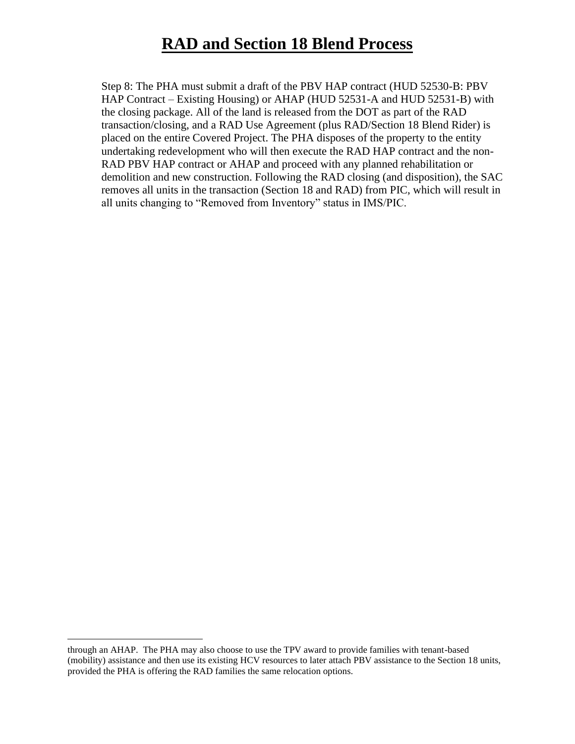# RAD and Section 18 Blend Process

Step 8: The PHA must submit a draft of the PBV HAP contract (HUD 52530-B: PBV HAP Contract – Existing Housing) or AHAP (HUD 52531-A and HUD 52531-B) with the closing package. All of the land is released from the DOT as part of the RAD transaction/closing, and a RAD Use Agreement (plus RAD/Section 18 Blend Rider) is placed on the entire Covered Project. The PHA disposes of the property to the entity undertaking redevelopment who will then execute the RAD HAP contract and the non-RAD PBV HAP contract or AHAP and proceed with any planned rehabilitation or demolition and new construction. Following the RAD closing (and disposition), the SAC removes all units in the transaction (Section 18 and RAD) from PIC, which will result in all units changing to "Removed from Inventory" status in IMS/PIC.

---

through an AHAP. The PHA may also choose to use the TPV award to provide families with tenant-based (mobility) assistance and then use its existing HCV resources to later attach PBV assistance to the Section 18 units, provided the PHA is offering the RAD families the same relocation options.